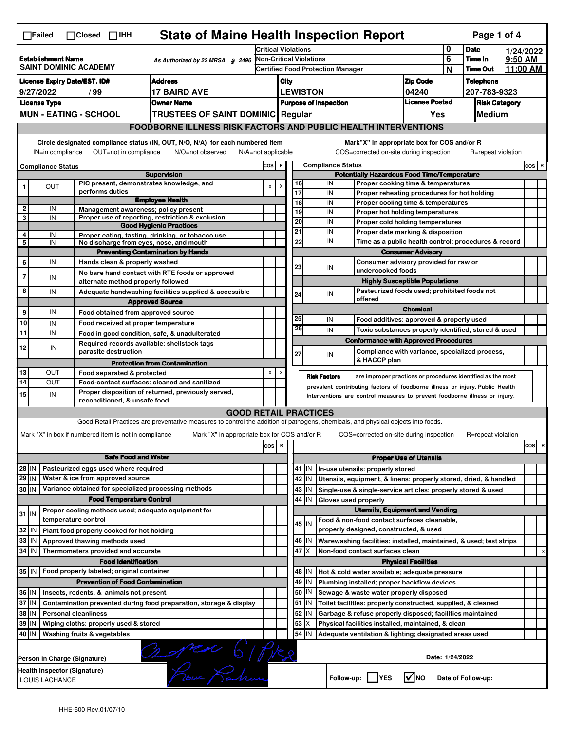☐Failed ☐Closed ☐IHH

# State of Maine Health Inspection Report

| | | | |
|---|---|---|---|
| **Establishment Name** SAINT DOMINIC ACADEMY | As Authorized by 22 MRSA § 2496 | Critical Violations: 0 | Date: 1/24/2022 |
| | | Non-Critical Violations: 6 | Time In: 9:50 AM |
| | | Certified Food Protection Manager: N | Time Out: 11:00 AM |

| License Expiry Date/EST. ID# | Address | City | Zip Code | Telephone |
|---|---|---|---|---|
| 9/27/2022 / 99 | 17 BAIRD AVE | LEWISTON | 04240 | 207-783-9323 |

| License Type | Owner Name | Purpose of Inspection | License Posted | Risk Category |
|---|---|---|---|---|
| MUN - EATING - SCHOOL | TRUSTEES OF SAINT DOMINIC | Regular | Yes | Medium |

## FOODBORNE ILLNESS RISK FACTORS AND PUBLIC HEALTH INTERVENTIONS

Circle designated compliance status (IN, OUT, N/O, N/A) for each numbered item
IN=in compliance OUT=not in compliance N/O=not observed N/A=not applicable

Mark"X" in appropriate box for COS and/or R
COS=corrected on-site during inspection R=repeat violation

| # | Compliance Status | Item | COS | R |
|---|---|---|---|---|
| | | **Supervision** | | |
| 1 | OUT | PIC present, demonstrates knowledge, and performs duties | X | X |
| | | **Employee Health** | | |
| 2 | IN | Management awareness; policy present | | |
| 3 | IN | Proper use of reporting, restriction & exclusion | | |
| | | **Good Hygienic Practices** | | |
| 4 | IN | Proper eating, tasting, drinking, or tobacco use | | |
| 5 | IN | No discharge from eyes, nose, and mouth | | |
| | | **Preventing Contamination by Hands** | | |
| 6 | IN | Hands clean & properly washed | | |
| 7 | IN | No bare hand contact with RTE foods or approved alternate method properly followed | | |
| 8 | IN | Adequate handwashing facilities supplied & accessible | | |
| | | **Approved Source** | | |
| 9 | IN | Food obtained from approved source | | |
| 10 | IN | Food received at proper temperature | | |
| 11 | IN | Food in good condition, safe, & unadulterated | | |
| 12 | IN | Required records available: shellstock tags parasite destruction | | |
| | | **Protection from Contamination** | | |
| 13 | OUT | Food separated & protected | X | X |
| 14 | OUT | Food-contact surfaces: cleaned and sanitized | | |
| 15 | IN | Proper disposition of returned, previously served, reconditioned, & unsafe food | | |
| | | **Potentially Hazardous Food Time/Temperature** | | |
| 16 | IN | Proper cooking time & temperatures | | |
| 17 | IN | Proper reheating procedures for hot holding | | |
| 18 | IN | Proper cooling time & temperatures | | |
| 19 | IN | Proper hot holding temperatures | | |
| 20 | IN | Proper cold holding temperatures | | |
| 21 | IN | Proper date marking & disposition | | |
| 22 | IN | Time as a public health control: procedures & record | | |
| | | **Consumer Advisory** | | |
| 23 | IN | Consumer advisory provided for raw or undercooked foods | | |
| | | **Highly Susceptible Populations** | | |
| 24 | IN | Pasteurized foods used; prohibited foods not offered | | |
| | | **Chemical** | | |
| 25 | IN | Food additives: approved & properly used | | |
| 26 | IN | Toxic substances properly identified, stored & used | | |
| | | **Conformance with Approved Procedures** | | |
| 27 | IN | Compliance with variance, specialized process, & HACCP plan | | |

**Risk Factors** are improper practices or procedures identified as the most prevalent contributing factors of foodborne illness or injury. Public Health Interventions are control measures to prevent foodborne illness or injury.

## GOOD RETAIL PRACTICES

Good Retail Practices are preventative measures to control the addition of pathogens, chemicals, and physical objects into foods.

Mark "X" in box if numbered item is not in compliance Mark "X" in appropriate box for COS and/or R COS=corrected on-site during inspection R=repeat violation

| # | Status | Item | COS | R |
|---|---|---|---|---|
| | | **Safe Food and Water** | | |
| 28 | IN | Pasteurized eggs used where required | | |
| 29 | IN | Water & ice from approved source | | |
| 30 | IN | Variance obtained for specialized processing methods | | |
| | | **Food Temperature Control** | | |
| 31 | IN | Proper cooling methods used; adequate equipment for temperature control | | |
| 32 | IN | Plant food properly cooked for hot holding | | |
| 33 | IN | Approved thawing methods used | | |
| 34 | IN | Thermometers provided and accurate | | |
| | | **Food Identification** | | |
| 35 | IN | Food properly labeled; original container | | |
| | | **Prevention of Food Contamination** | | |
| 36 | IN | Insects, rodents, & animals not present | | |
| 37 | IN | Contamination prevented during food preparation, storage & display | | |
| 38 | IN | Personal cleanliness | | |
| 39 | IN | Wiping cloths: properly used & stored | | |
| 40 | IN | Washing fruits & vegetables | | |
| | | **Proper Use of Utensils** | | |
| 41 | IN | In-use utensils: properly stored | | |
| 42 | IN | Utensils, equipment, & linens: properly stored, dried, & handled | | |
| 43 | IN | Single-use & single-service articles: properly stored & used | | |
| 44 | IN | Gloves used properly | | |
| | | **Utensils, Equipment and Vending** | | |
| 45 | IN | Food & non-food contact surfaces cleanable, properly designed, constructed, & used | | |
| 46 | IN | Warewashing facilities: installed, maintained, & used; test strips | | |
| 47 | X | Non-food contact surfaces clean | | X |
| | | **Physical Facilities** | | |
| 48 | IN | Hot & cold water available; adequate pressure | | |
| 49 | IN | Plumbing installed; proper backflow devices | | |
| 50 | IN | Sewage & waste water properly disposed | | |
| 51 | IN | Toilet facilities: properly constructed, supplied, & cleaned | | |
| 52 | IN | Garbage & refuse properly disposed; facilities maintained | | |
| 53 | X | Physical facilities installed, maintained, & clean | | |
| 54 | IN | Adequate ventilation & lighting; designated areas used | | |

Person in Charge (Signature): [signature] Date: 1/24/2022

Health Inspector (Signature): LOUIS LACHANCE [signature]

Follow-up: ☐ YES ☑ NO Date of Follow-up:

HHE-600 Rev.01/07/10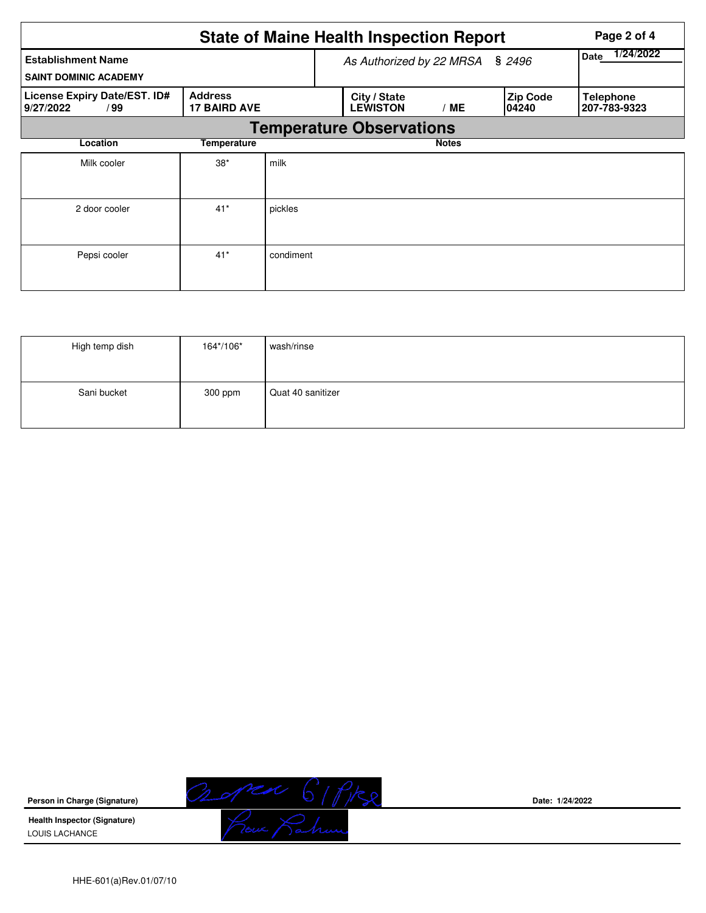# State of Maine Health Inspection Report

| Establishment Name | As Authorized by 22 MRSA § 2496 | Date 1/24/2022 |
|---|---|---|
| SAINT DOMINIC ACADEMY | | |

| License Expiry Date/EST. ID# | Address | City / State | Zip Code | Telephone |
|---|---|---|---|---|
| 9/27/2022 / 99 | 17 BAIRD AVE | LEWISTON / ME | 04240 | 207-783-9323 |

## Temperature Observations

| Location | Temperature | Notes |
|---|---|---|
| Milk cooler | 38* | milk |
| 2 door cooler | 41* | pickles |
| Pepsi cooler | 41* | condiment |
| High temp dish | 164*/106* | wash/rinse |
| Sani bucket | 300 ppm | Quat 40 sanitizer |

**Person in Charge (Signature)** Date: 1/24/2022

**Health Inspector (Signature)**
LOUIS LACHANCE

HHE-601(a)Rev.01/07/10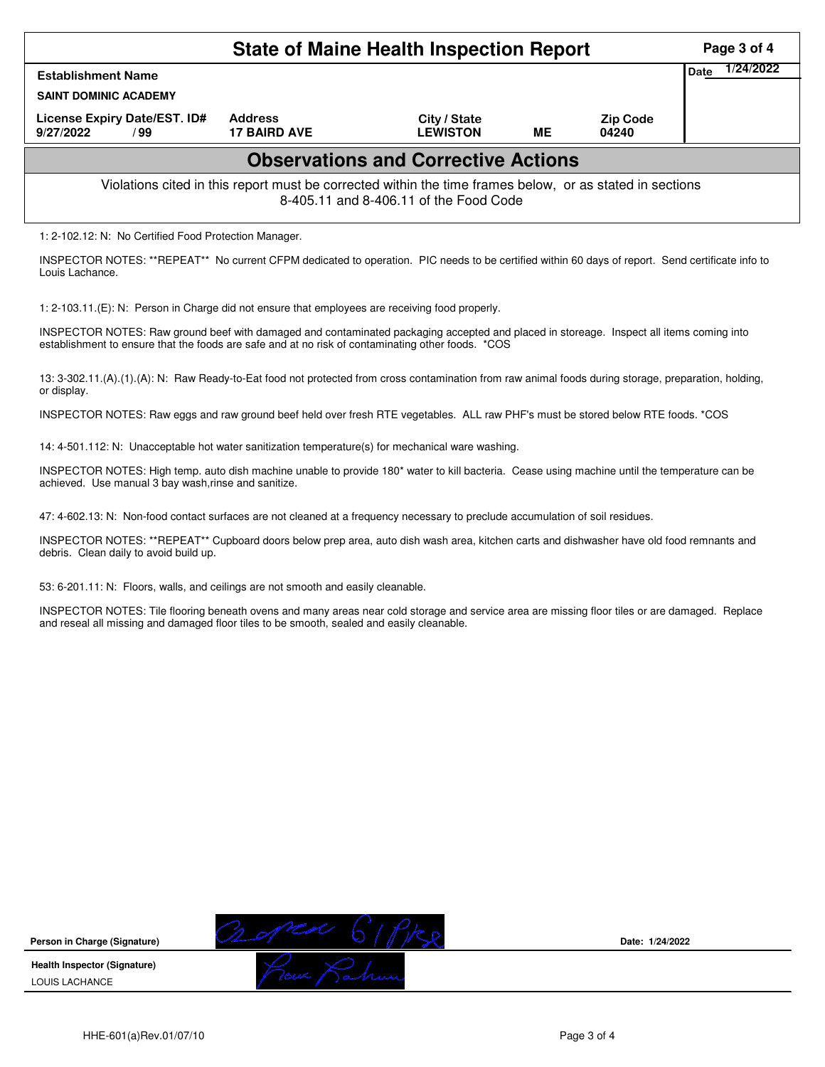# State of Maine Health Inspection Report

| Establishment Name | | | | | Date 1/24/2022 |
|---|---|---|---|---|---|
| SAINT DOMINIC ACADEMY | | | | | |
| License Expiry Date/EST. ID# | Address | City / State | | Zip Code | |
| 9/27/2022 / 99 | 17 BAIRD AVE | LEWISTON | ME | 04240 | |

## Observations and Corrective Actions

Violations cited in this report must be corrected within the time frames below, or as stated in sections 8-405.11 and 8-406.11 of the Food Code

1: 2-102.12: N: No Certified Food Protection Manager.

INSPECTOR NOTES: **REPEAT** No current CFPM dedicated to operation. PIC needs to be certified within 60 days of report. Send certificate info to Louis Lachance.

1: 2-103.11.(E): N: Person in Charge did not ensure that employees are receiving food properly.

INSPECTOR NOTES: Raw ground beef with damaged and contaminated packaging accepted and placed in storeage. Inspect all items coming into establishment to ensure that the foods are safe and at no risk of contaminating other foods. *COS

13: 3-302.11.(A).(1).(A): N: Raw Ready-to-Eat food not protected from cross contamination from raw animal foods during storage, preparation, holding, or display.

INSPECTOR NOTES: Raw eggs and raw ground beef held over fresh RTE vegetables. ALL raw PHF's must be stored below RTE foods. *COS

14: 4-501.112: N: Unacceptable hot water sanitization temperature(s) for mechanical ware washing.

INSPECTOR NOTES: High temp. auto dish machine unable to provide 180* water to kill bacteria. Cease using machine until the temperature can be achieved. Use manual 3 bay wash,rinse and sanitize.

47: 4-602.13: N: Non-food contact surfaces are not cleaned at a frequency necessary to preclude accumulation of soil residues.

INSPECTOR NOTES: **REPEAT** Cupboard doors below prep area, auto dish wash area, kitchen carts and dishwasher have old food remnants and debris. Clean daily to avoid build up.

53: 6-201.11: N: Floors, walls, and ceilings are not smooth and easily cleanable.

INSPECTOR NOTES: Tile flooring beneath ovens and many areas near cold storage and service area are missing floor tiles or are damaged. Replace and reseal all missing and damaged floor tiles to be smooth, sealed and easily cleanable.

**Person in Charge (Signature)** [signature] Date: 1/24/2022

**Health Inspector (Signature)** [signature]

LOUIS LACHANCE

HHE-601(a)Rev.01/07/10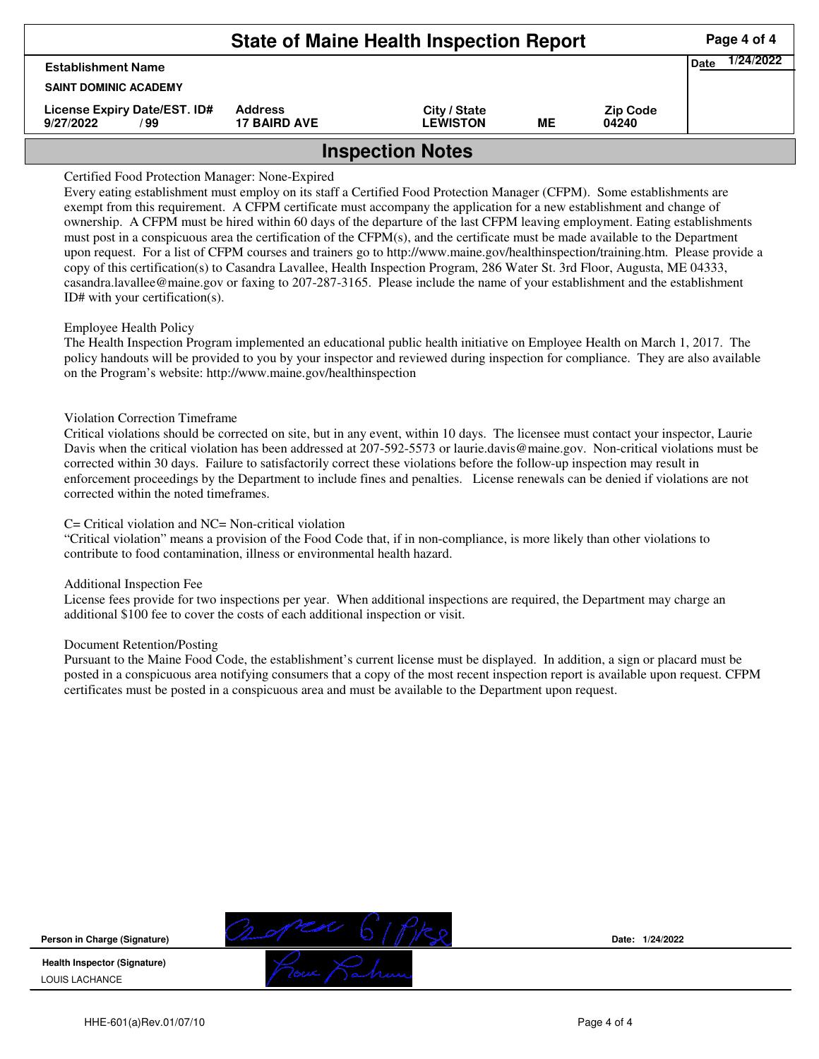# State of Maine Health Inspection Report

| Establishment Name | | | | | Date 1/24/2022 |
|---|---|---|---|---|---|
| SAINT DOMINIC ACADEMY | | | | | |
| License Expiry Date/EST. ID# | Address | City / State | | Zip Code | |
| 9/27/2022 / 99 | 17 BAIRD AVE | LEWISTON | ME | 04240 | |

## Inspection Notes

Certified Food Protection Manager: None-Expired

Every eating establishment must employ on its staff a Certified Food Protection Manager (CFPM). Some establishments are exempt from this requirement. A CFPM certificate must accompany the application for a new establishment and change of ownership. A CFPM must be hired within 60 days of the departure of the last CFPM leaving employment. Eating establishments must post in a conspicuous area the certification of the CFPM(s), and the certificate must be made available to the Department upon request. For a list of CFPM courses and trainers go to http://www.maine.gov/healthinspection/training.htm. Please provide a copy of this certification(s) to Casandra Lavallee, Health Inspection Program, 286 Water St. 3rd Floor, Augusta, ME 04333, casandra.lavallee@maine.gov or faxing to 207-287-3165. Please include the name of your establishment and the establishment ID# with your certification(s).

Employee Health Policy

The Health Inspection Program implemented an educational public health initiative on Employee Health on March 1, 2017. The policy handouts will be provided to you by your inspector and reviewed during inspection for compliance. They are also available on the Program's website: http://www.maine.gov/healthinspection

Violation Correction Timeframe

Critical violations should be corrected on site, but in any event, within 10 days. The licensee must contact your inspector, Laurie Davis when the critical violation has been addressed at 207-592-5573 or laurie.davis@maine.gov. Non-critical violations must be corrected within 30 days. Failure to satisfactorily correct these violations before the follow-up inspection may result in enforcement proceedings by the Department to include fines and penalties. License renewals can be denied if violations are not corrected within the noted timeframes.

C= Critical violation and NC= Non-critical violation

"Critical violation" means a provision of the Food Code that, if in non-compliance, is more likely than other violations to contribute to food contamination, illness or environmental health hazard.

Additional Inspection Fee

License fees provide for two inspections per year. When additional inspections are required, the Department may charge an additional $100 fee to cover the costs of each additional inspection or visit.

Document Retention/Posting

Pursuant to the Maine Food Code, the establishment's current license must be displayed. In addition, a sign or placard must be posted in a conspicuous area notifying consumers that a copy of the most recent inspection report is available upon request. CFPM certificates must be posted in a conspicuous area and must be available to the Department upon request.

**Person in Charge (Signature)** [signature] Date: 1/24/2022

**Health Inspector (Signature)** [signature]

LOUIS LACHANCE

HHE-601(a)Rev.01/07/10